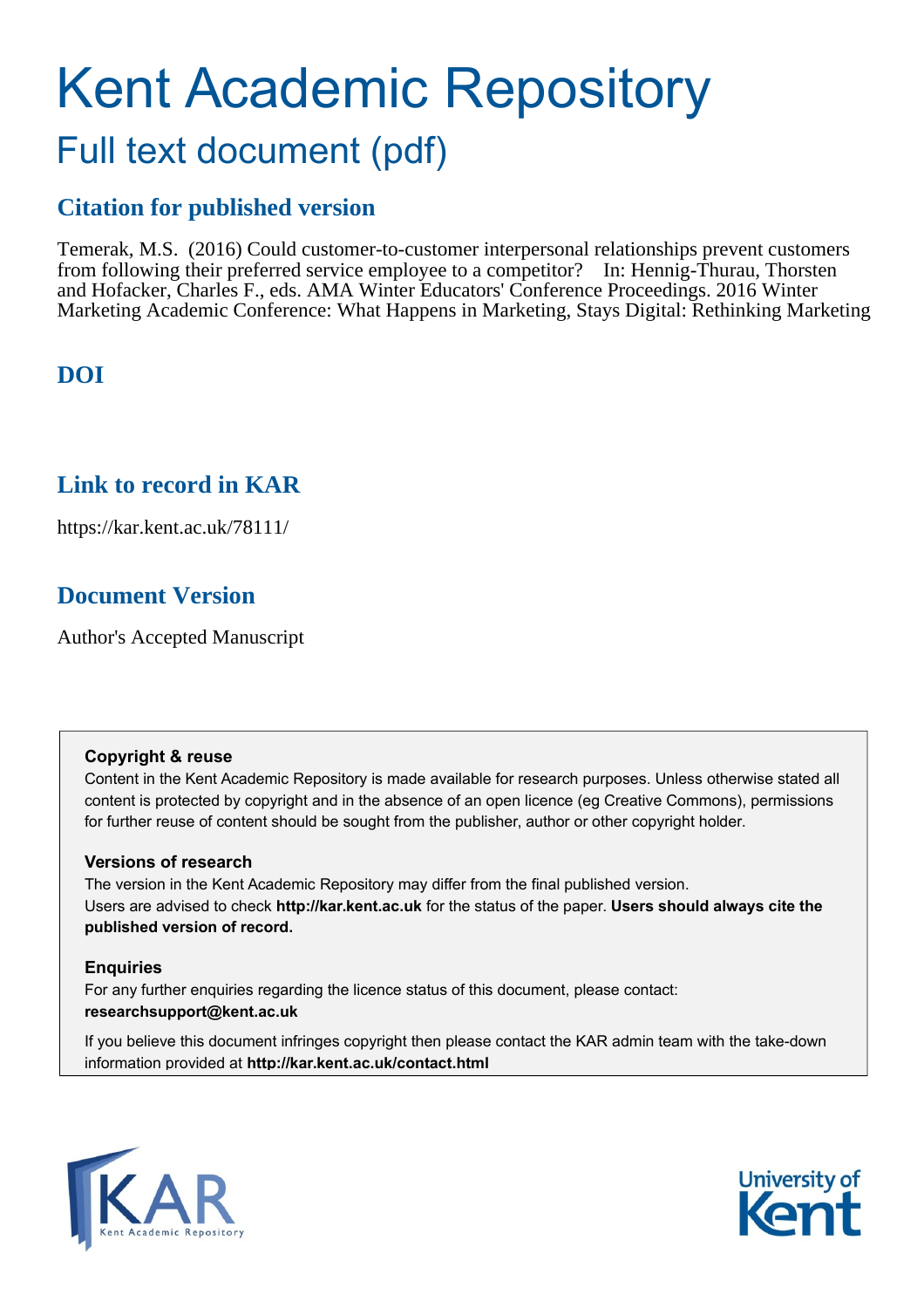# Kent Academic Repository

## Full text document (pdf)

### Citation for published version

Temerak, M.S. (2016) Could customer-to-customer interpersonal relationships prevent customers from following their preferred service employee to a competitor? In: Hennig-Thurau, Thorsten and Hofacker, Charles F., eds. AMA Winter Educators' Conference Proceedings. 2016 Winter Marketing Academic Conference: What Happens in Marketing, Stays Digital: Rethinking Marketing

### DOI

### Link to record in KAR

https://kar.kent.ac.uk/78111/

### Document Version

Author's Accepted Manuscript

**Copyright & reuse**

Content in the Kent Academic Repository is made available for research purposes. Unless otherwise stated all content is protected by copyright and in the absence of an open licence (eg Creative Commons), permissions for further reuse of content should be sought from the publisher, author or other copyright holder.

**Versions of research**

The version in the Kent Academic Repository may differ from the final published version. Users are advised to check **http://kar.kent.ac.uk** for the status of the paper. **Users should always cite the published version of record.**

**Enquiries**

For any further enquiries regarding the licence status of this document, please contact: **researchsupport@kent.ac.uk**

If you believe this document infringes copyright then please contact the KAR admin team with the take-down information provided at **http://kar.kent.ac.uk/contact.html**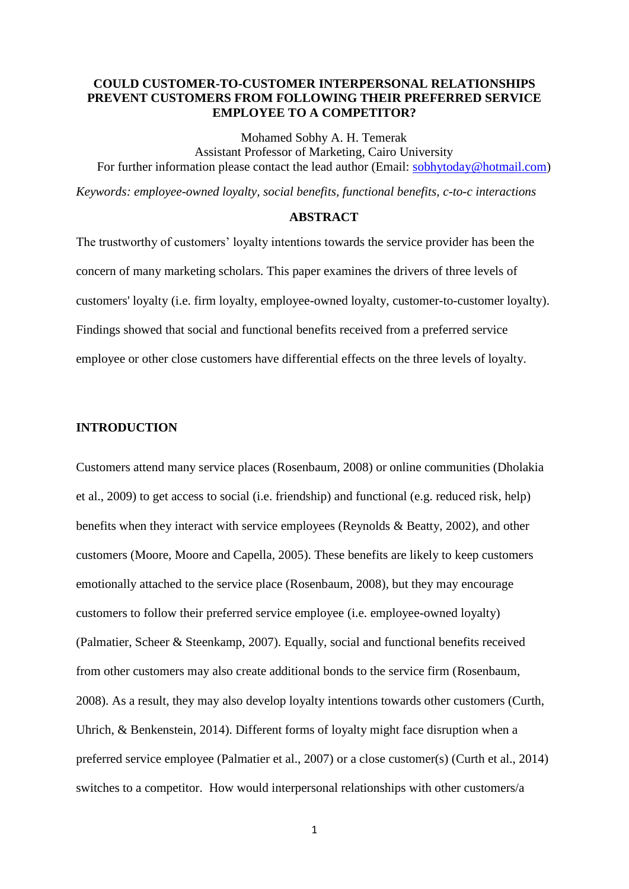**COULD CUSTOMER-TO-CUSTOMER INTERPERSONAL RELATIONSHIPS PREVENT CUSTOMERS FROM FOLLOWING THEIR PREFERRED SERVICE EMPLOYEE TO A COMPETITOR?**

Mohamed Sobhy A. H. Temerak
Assistant Professor of Marketing, Cairo University
For further information please contact the lead author (Email: sobhytoday@hotmail.com)

*Keywords: employee-owned loyalty, social benefits, functional benefits, c-to-c interactions*

## ABSTRACT

The trustworthy of customers' loyalty intentions towards the service provider has been the concern of many marketing scholars. This paper examines the drivers of three levels of customers' loyalty (i.e. firm loyalty, employee-owned loyalty, customer-to-customer loyalty). Findings showed that social and functional benefits received from a preferred service employee or other close customers have differential effects on the three levels of loyalty.

## INTRODUCTION

Customers attend many service places (Rosenbaum, 2008) or online communities (Dholakia et al., 2009) to get access to social (i.e. friendship) and functional (e.g. reduced risk, help) benefits when they interact with service employees (Reynolds & Beatty, 2002), and other customers (Moore, Moore and Capella, 2005). These benefits are likely to keep customers emotionally attached to the service place (Rosenbaum, 2008), but they may encourage customers to follow their preferred service employee (i.e. employee-owned loyalty) (Palmatier, Scheer & Steenkamp, 2007). Equally, social and functional benefits received from other customers may also create additional bonds to the service firm (Rosenbaum, 2008). As a result, they may also develop loyalty intentions towards other customers (Curth, Uhrich, & Benkenstein, 2014). Different forms of loyalty might face disruption when a preferred service employee (Palmatier et al., 2007) or a close customer(s) (Curth et al., 2014) switches to a competitor. How would interpersonal relationships with other customers/a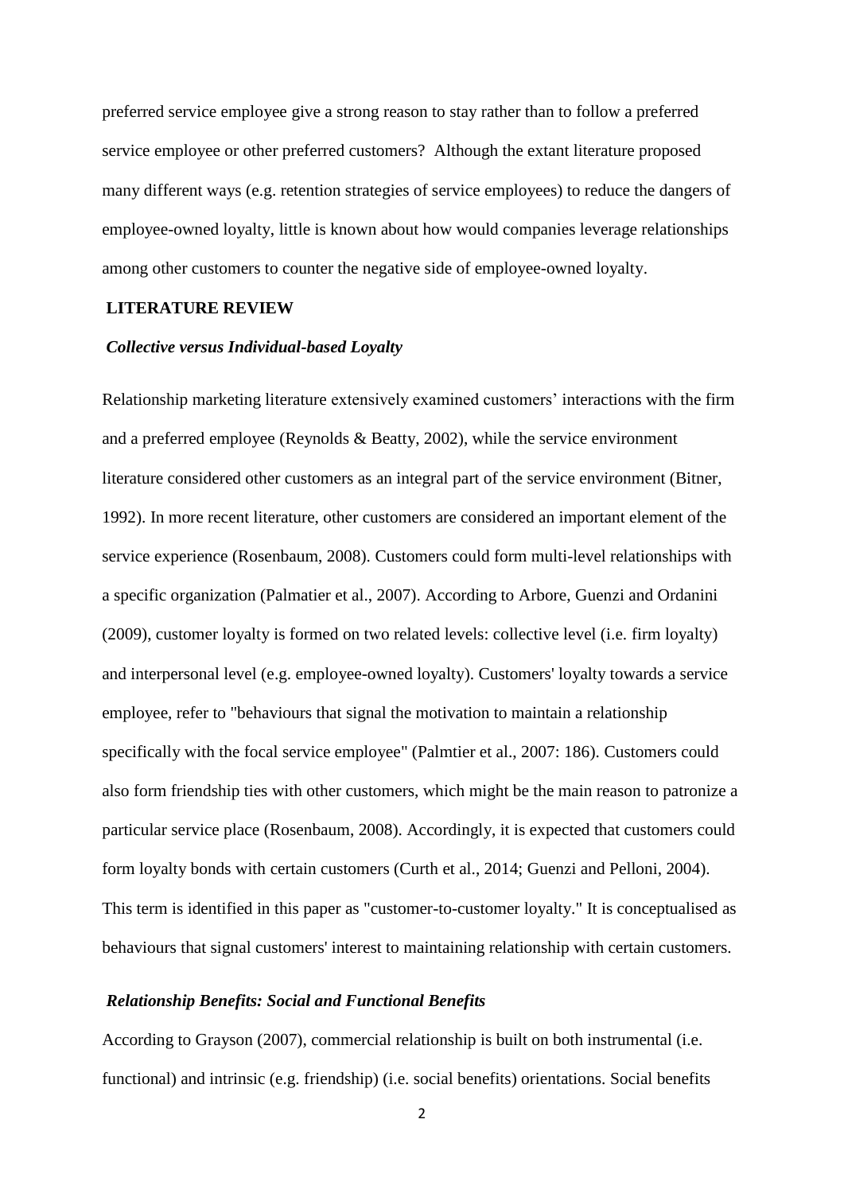preferred service employee give a strong reason to stay rather than to follow a preferred service employee or other preferred customers? Although the extant literature proposed many different ways (e.g. retention strategies of service employees) to reduce the dangers of employee-owned loyalty, little is known about how would companies leverage relationships among other customers to counter the negative side of employee-owned loyalty.

## LITERATURE REVIEW

### *Collective versus Individual-based Loyalty*

Relationship marketing literature extensively examined customers' interactions with the firm and a preferred employee (Reynolds & Beatty, 2002), while the service environment literature considered other customers as an integral part of the service environment (Bitner, 1992). In more recent literature, other customers are considered an important element of the service experience (Rosenbaum, 2008). Customers could form multi-level relationships with a specific organization (Palmatier et al., 2007). According to Arbore, Guenzi and Ordanini (2009), customer loyalty is formed on two related levels: collective level (i.e. firm loyalty) and interpersonal level (e.g. employee-owned loyalty). Customers' loyalty towards a service employee, refer to "behaviours that signal the motivation to maintain a relationship specifically with the focal service employee" (Palmtier et al., 2007: 186). Customers could also form friendship ties with other customers, which might be the main reason to patronize a particular service place (Rosenbaum, 2008). Accordingly, it is expected that customers could form loyalty bonds with certain customers (Curth et al., 2014; Guenzi and Pelloni, 2004). This term is identified in this paper as "customer-to-customer loyalty." It is conceptualised as behaviours that signal customers' interest to maintaining relationship with certain customers.

### *Relationship Benefits: Social and Functional Benefits*

According to Grayson (2007), commercial relationship is built on both instrumental (i.e. functional) and intrinsic (e.g. friendship) (i.e. social benefits) orientations. Social benefits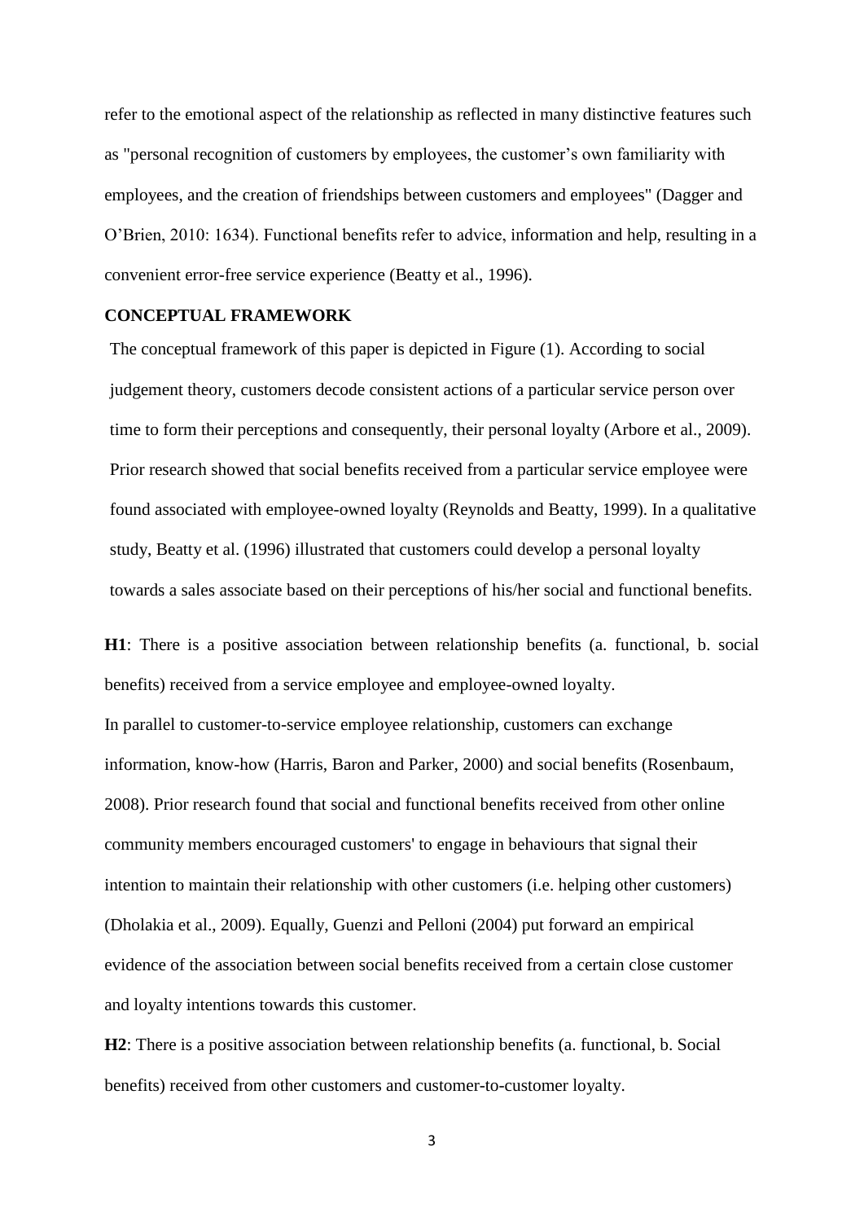refer to the emotional aspect of the relationship as reflected in many distinctive features such as "personal recognition of customers by employees, the customer's own familiarity with employees, and the creation of friendships between customers and employees" (Dagger and O'Brien, 2010: 1634). Functional benefits refer to advice, information and help, resulting in a convenient error-free service experience (Beatty et al., 1996).

## CONCEPTUAL FRAMEWORK

The conceptual framework of this paper is depicted in Figure (1). According to social judgement theory, customers decode consistent actions of a particular service person over time to form their perceptions and consequently, their personal loyalty (Arbore et al., 2009). Prior research showed that social benefits received from a particular service employee were found associated with employee-owned loyalty (Reynolds and Beatty, 1999). In a qualitative study, Beatty et al. (1996) illustrated that customers could develop a personal loyalty towards a sales associate based on their perceptions of his/her social and functional benefits.

**H1**: There is a positive association between relationship benefits (a. functional, b. social benefits) received from a service employee and employee-owned loyalty.

In parallel to customer-to-service employee relationship, customers can exchange information, know-how (Harris, Baron and Parker, 2000) and social benefits (Rosenbaum, 2008). Prior research found that social and functional benefits received from other online community members encouraged customers' to engage in behaviours that signal their intention to maintain their relationship with other customers (i.e. helping other customers) (Dholakia et al., 2009). Equally, Guenzi and Pelloni (2004) put forward an empirical evidence of the association between social benefits received from a certain close customer and loyalty intentions towards this customer.

**H2**: There is a positive association between relationship benefits (a. functional, b. Social benefits) received from other customers and customer-to-customer loyalty.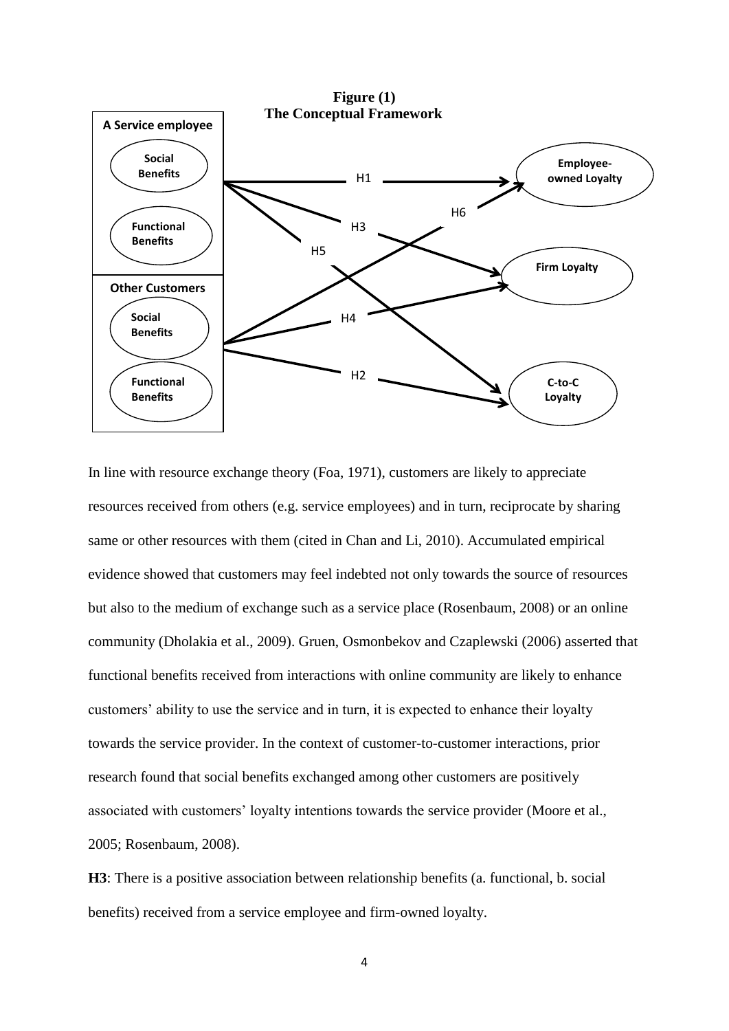**Figure (1)**
**The Conceptual Framework**

In line with resource exchange theory (Foa, 1971), customers are likely to appreciate resources received from others (e.g. service employees) and in turn, reciprocate by sharing same or other resources with them (cited in Chan and Li, 2010). Accumulated empirical evidence showed that customers may feel indebted not only towards the source of resources but also to the medium of exchange such as a service place (Rosenbaum, 2008) or an online community (Dholakia et al., 2009). Gruen, Osmonbekov and Czaplewski (2006) asserted that functional benefits received from interactions with online community are likely to enhance customers' ability to use the service and in turn, it is expected to enhance their loyalty towards the service provider. In the context of customer-to-customer interactions, prior research found that social benefits exchanged among other customers are positively associated with customers' loyalty intentions towards the service provider (Moore et al., 2005; Rosenbaum, 2008).

**H3**: There is a positive association between relationship benefits (a. functional, b. social benefits) received from a service employee and firm-owned loyalty.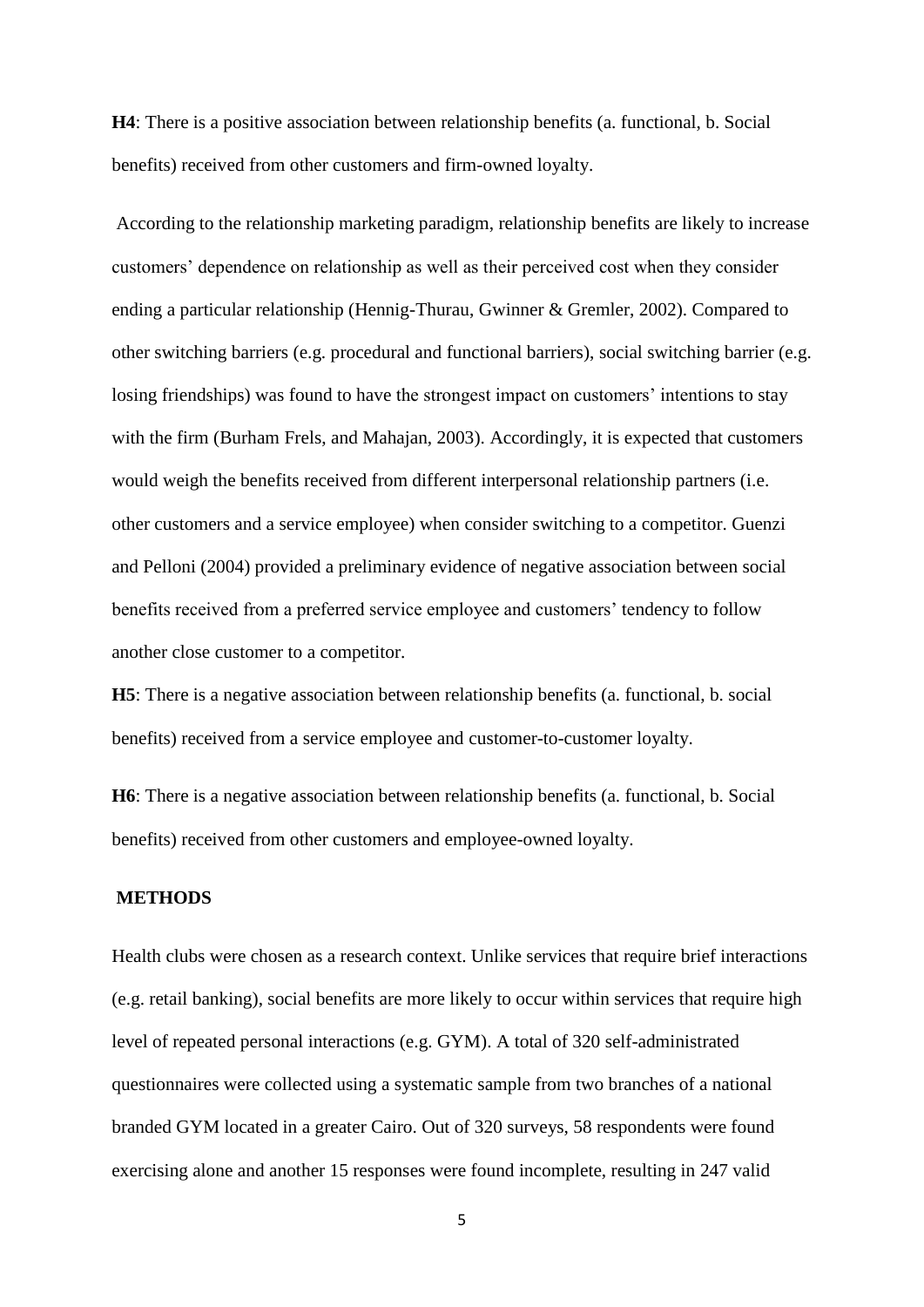**H4**: There is a positive association between relationship benefits (a. functional, b. Social benefits) received from other customers and firm-owned loyalty.

According to the relationship marketing paradigm, relationship benefits are likely to increase customers' dependence on relationship as well as their perceived cost when they consider ending a particular relationship (Hennig-Thurau, Gwinner & Gremler, 2002). Compared to other switching barriers (e.g. procedural and functional barriers), social switching barrier (e.g. losing friendships) was found to have the strongest impact on customers' intentions to stay with the firm (Burham Frels, and Mahajan, 2003). Accordingly, it is expected that customers would weigh the benefits received from different interpersonal relationship partners (i.e. other customers and a service employee) when consider switching to a competitor. Guenzi and Pelloni (2004) provided a preliminary evidence of negative association between social benefits received from a preferred service employee and customers' tendency to follow another close customer to a competitor.

**H5**: There is a negative association between relationship benefits (a. functional, b. social benefits) received from a service employee and customer-to-customer loyalty.

**H6**: There is a negative association between relationship benefits (a. functional, b. Social benefits) received from other customers and employee-owned loyalty.

## METHODS

Health clubs were chosen as a research context. Unlike services that require brief interactions (e.g. retail banking), social benefits are more likely to occur within services that require high level of repeated personal interactions (e.g. GYM). A total of 320 self-administrated questionnaires were collected using a systematic sample from two branches of a national branded GYM located in a greater Cairo. Out of 320 surveys, 58 respondents were found exercising alone and another 15 responses were found incomplete, resulting in 247 valid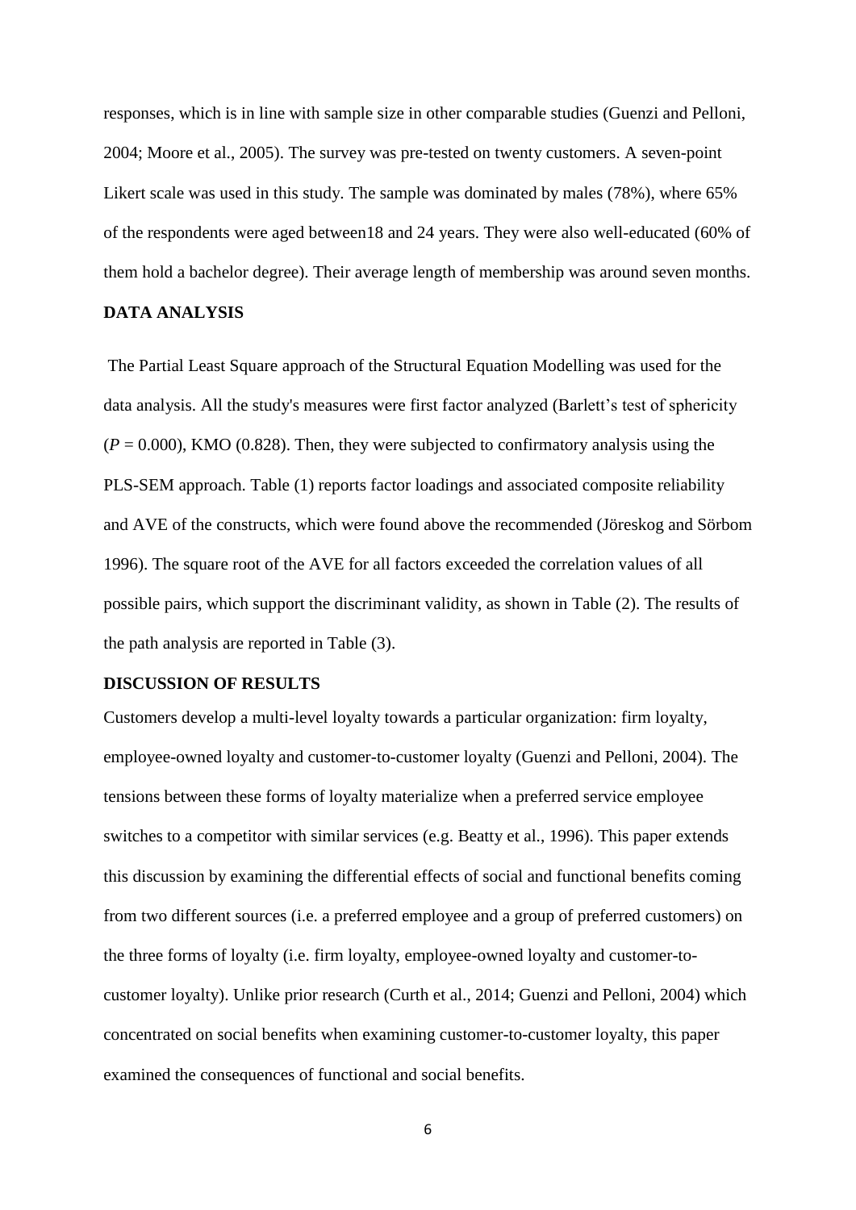responses, which is in line with sample size in other comparable studies (Guenzi and Pelloni, 2004; Moore et al., 2005). The survey was pre-tested on twenty customers. A seven-point Likert scale was used in this study. The sample was dominated by males (78%), where 65% of the respondents were aged between18 and 24 years. They were also well-educated (60% of them hold a bachelor degree). Their average length of membership was around seven months.

## DATA ANALYSIS

The Partial Least Square approach of the Structural Equation Modelling was used for the data analysis. All the study's measures were first factor analyzed (Barlett's test of sphericity ($P$ = 0.000), KMO (0.828). Then, they were subjected to confirmatory analysis using the PLS-SEM approach. Table (1) reports factor loadings and associated composite reliability and AVE of the constructs, which were found above the recommended (Jöreskog and Sörbom 1996). The square root of the AVE for all factors exceeded the correlation values of all possible pairs, which support the discriminant validity, as shown in Table (2). The results of the path analysis are reported in Table (3).

## DISCUSSION OF RESULTS

Customers develop a multi-level loyalty towards a particular organization: firm loyalty, employee-owned loyalty and customer-to-customer loyalty (Guenzi and Pelloni, 2004). The tensions between these forms of loyalty materialize when a preferred service employee switches to a competitor with similar services (e.g. Beatty et al., 1996). This paper extends this discussion by examining the differential effects of social and functional benefits coming from two different sources (i.e. a preferred employee and a group of preferred customers) on the three forms of loyalty (i.e. firm loyalty, employee-owned loyalty and customer-to-customer loyalty). Unlike prior research (Curth et al., 2014; Guenzi and Pelloni, 2004) which concentrated on social benefits when examining customer-to-customer loyalty, this paper examined the consequences of functional and social benefits.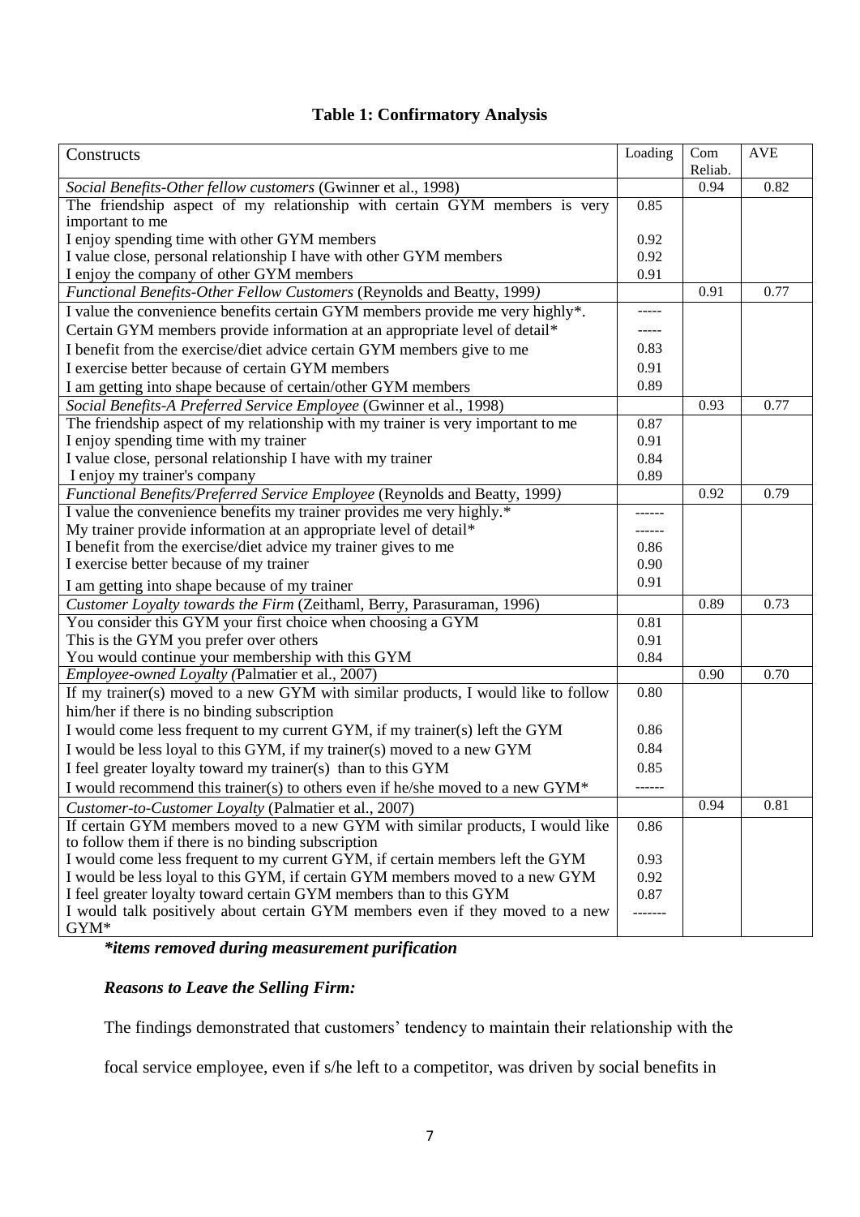**Table 1: Confirmatory Analysis**

| Constructs | Loading | Com Reliab. | AVE |
|---|---|---|---|
| *Social Benefits-Other fellow customers* (Gwinner et al., 1998) | | 0.94 | 0.82 |
| The friendship aspect of my relationship with certain GYM members is very important to me | 0.85 | | |
| I enjoy spending time with other GYM members | 0.92 | | |
| I value close, personal relationship I have with other GYM members | 0.92 | | |
| I enjoy the company of other GYM members | 0.91 | | |
| *Functional Benefits-Other Fellow Customers* (Reynolds and Beatty, 1999) | | 0.91 | 0.77 |
| I value the convenience benefits certain GYM members provide me very highly*. | ----- | | |
| Certain GYM members provide information at an appropriate level of detail* | ----- | | |
| I benefit from the exercise/diet advice certain GYM members give to me | 0.83 | | |
| I exercise better because of certain GYM members | 0.91 | | |
| I am getting into shape because of certain/other GYM members | 0.89 | | |
| *Social Benefits-A Preferred Service Employee* (Gwinner et al., 1998) | | 0.93 | 0.77 |
| The friendship aspect of my relationship with my trainer is very important to me | 0.87 | | |
| I enjoy spending time with my trainer | 0.91 | | |
| I value close, personal relationship I have with my trainer | 0.84 | | |
| I enjoy my trainer's company | 0.89 | | |
| *Functional Benefits/Preferred Service Employee* (Reynolds and Beatty, 1999) | | 0.92 | 0.79 |
| I value the convenience benefits my trainer provides me very highly.* | ------ | | |
| My trainer provide information at an appropriate level of detail* | ------ | | |
| I benefit from the exercise/diet advice my trainer gives to me | 0.86 | | |
| I exercise better because of my trainer | 0.90 | | |
| I am getting into shape because of my trainer | 0.91 | | |
| *Customer Loyalty towards the Firm* (Zeithaml, Berry, Parasuraman, 1996) | | 0.89 | 0.73 |
| You consider this GYM your first choice when choosing a GYM | 0.81 | | |
| This is the GYM you prefer over others | 0.91 | | |
| You would continue your membership with this GYM | 0.84 | | |
| *Employee-owned Loyalty (*Palmatier et al., 2007) | | 0.90 | 0.70 |
| If my trainer(s) moved to a new GYM with similar products, I would like to follow him/her if there is no binding subscription | 0.80 | | |
| I would come less frequent to my current GYM, if my trainer(s) left the GYM | 0.86 | | |
| I would be less loyal to this GYM, if my trainer(s) moved to a new GYM | 0.84 | | |
| I feel greater loyalty toward my trainer(s) than to this GYM | 0.85 | | |
| I would recommend this trainer(s) to others even if he/she moved to a new GYM* | ------ | | |
| *Customer-to-Customer Loyalty* (Palmatier et al., 2007) | | 0.94 | 0.81 |
| If certain GYM members moved to a new GYM with similar products, I would like to follow them if there is no binding subscription | 0.86 | | |
| I would come less frequent to my current GYM, if certain members left the GYM | 0.93 | | |
| I would be less loyal to this GYM, if certain GYM members moved to a new GYM | 0.92 | | |
| I feel greater loyalty toward certain GYM members than to this GYM | 0.87 | | |
| I would talk positively about certain GYM members even if they moved to a new GYM* | ------- | | |

***items removed during measurement purification***

***Reasons to Leave the Selling Firm:***

The findings demonstrated that customers' tendency to maintain their relationship with the focal service employee, even if s/he left to a competitor, was driven by social benefits in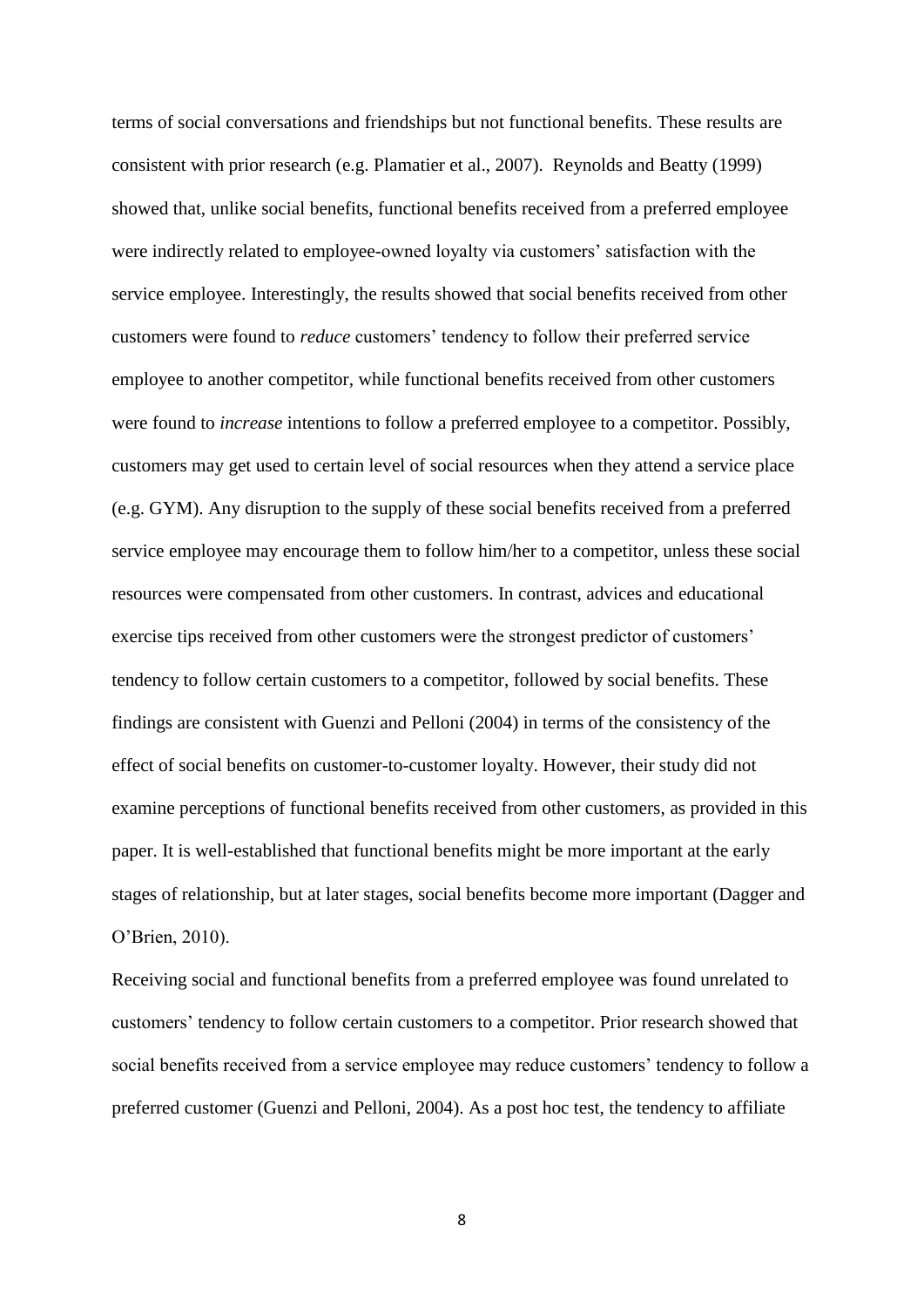terms of social conversations and friendships but not functional benefits. These results are consistent with prior research (e.g. Plamatier et al., 2007). Reynolds and Beatty (1999) showed that, unlike social benefits, functional benefits received from a preferred employee were indirectly related to employee-owned loyalty via customers' satisfaction with the service employee. Interestingly, the results showed that social benefits received from other customers were found to *reduce* customers' tendency to follow their preferred service employee to another competitor, while functional benefits received from other customers were found to *increase* intentions to follow a preferred employee to a competitor. Possibly, customers may get used to certain level of social resources when they attend a service place (e.g. GYM). Any disruption to the supply of these social benefits received from a preferred service employee may encourage them to follow him/her to a competitor, unless these social resources were compensated from other customers. In contrast, advices and educational exercise tips received from other customers were the strongest predictor of customers' tendency to follow certain customers to a competitor, followed by social benefits. These findings are consistent with Guenzi and Pelloni (2004) in terms of the consistency of the effect of social benefits on customer-to-customer loyalty. However, their study did not examine perceptions of functional benefits received from other customers, as provided in this paper. It is well-established that functional benefits might be more important at the early stages of relationship, but at later stages, social benefits become more important (Dagger and O'Brien, 2010).

Receiving social and functional benefits from a preferred employee was found unrelated to customers' tendency to follow certain customers to a competitor. Prior research showed that social benefits received from a service employee may reduce customers' tendency to follow a preferred customer (Guenzi and Pelloni, 2004). As a post hoc test, the tendency to affiliate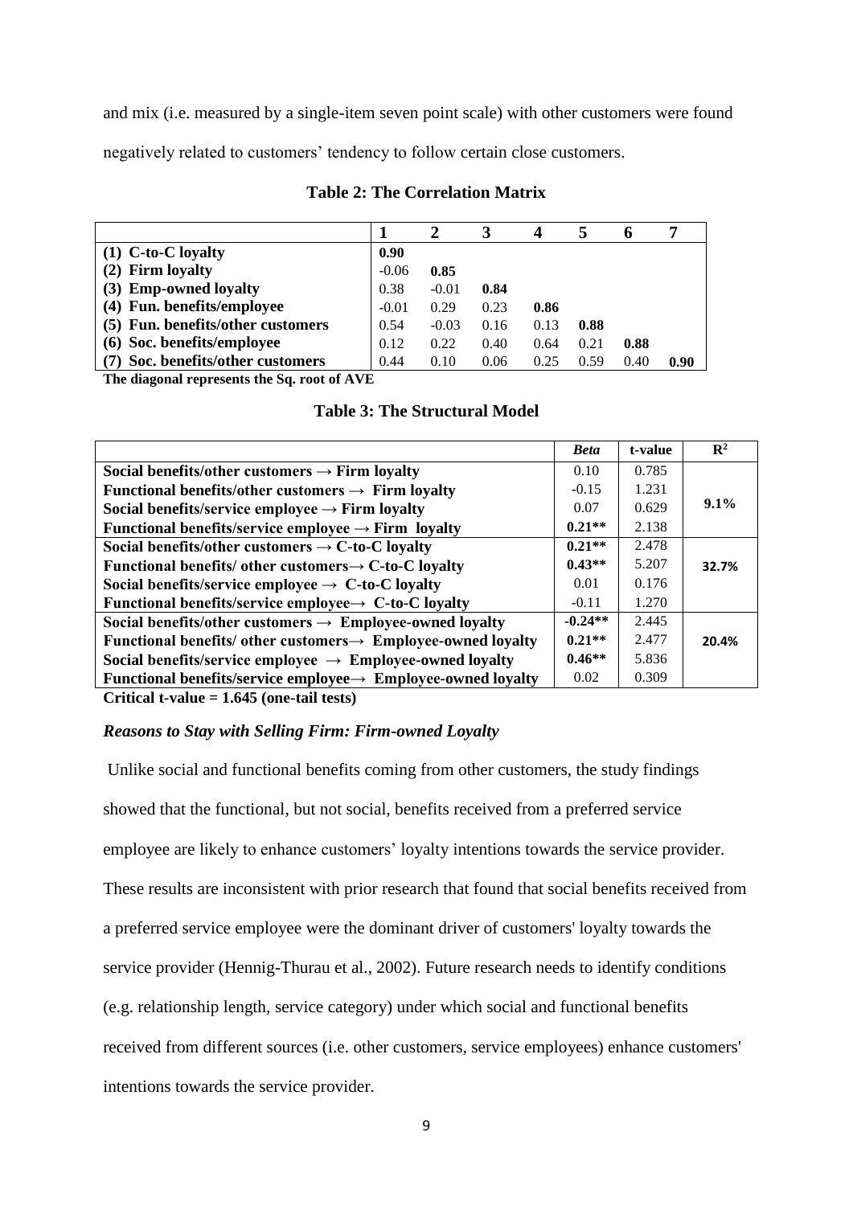and mix (i.e. measured by a single-item seven point scale) with other customers were found negatively related to customers' tendency to follow certain close customers.

**Table 2: The Correlation Matrix**

| | 1 | 2 | 3 | 4 | 5 | 6 | 7 |
|---|---|---|---|---|---|---|---|
| **(1) C-to-C loyalty** | **0.90** | | | | | | |
| **(2) Firm loyalty** | -0.06 | **0.85** | | | | | |
| **(3) Emp-owned loyalty** | 0.38 | -0.01 | **0.84** | | | | |
| **(4) Fun. benefits/employee** | -0.01 | 0.29 | 0.23 | **0.86** | | | |
| **(5) Fun. benefits/other customers** | 0.54 | -0.03 | 0.16 | 0.13 | **0.88** | | |
| **(6) Soc. benefits/employee** | 0.12 | 0.22 | 0.40 | 0.64 | 0.21 | **0.88** | |
| **(7) Soc. benefits/other customers** | 0.44 | 0.10 | 0.06 | 0.25 | 0.59 | 0.40 | **0.90** |

**The diagonal represents the Sq. root of AVE**

**Table 3: The Structural Model**

| | *Beta* | t-value | $R^2$ |
|---|---|---|---|
| **Social benefits/other customers → Firm loyalty** | 0.10 | 0.785 | |
| **Functional benefits/other customers → Firm loyalty** | -0.15 | 1.231 | |
| **Social benefits/service employee → Firm loyalty** | 0.07 | 0.629 | **9.1%** |
| **Functional benefits/service employee → Firm loyalty** | **0.21\*\*** | 2.138 | |
| **Social benefits/other customers → C-to-C loyalty** | **0.21\*\*** | 2.478 | |
| **Functional benefits/ other customers→ C-to-C loyalty** | **0.43\*\*** | 5.207 | **32.7%** |
| **Social benefits/service employee → C-to-C loyalty** | 0.01 | 0.176 | |
| **Functional benefits/service employee→ C-to-C loyalty** | -0.11 | 1.270 | |
| **Social benefits/other customers → Employee-owned loyalty** | **-0.24\*\*** | 2.445 | |
| **Functional benefits/ other customers→ Employee-owned loyalty** | **0.21\*\*** | 2.477 | **20.4%** |
| **Social benefits/service employee → Employee-owned loyalty** | **0.46\*\*** | 5.836 | |
| **Functional benefits/service employee→ Employee-owned loyalty** | 0.02 | 0.309 | |

**Critical t-value = 1.645 (one-tail tests)**

### *Reasons to Stay with Selling Firm: Firm-owned Loyalty*

Unlike social and functional benefits coming from other customers, the study findings showed that the functional, but not social, benefits received from a preferred service employee are likely to enhance customers' loyalty intentions towards the service provider. These results are inconsistent with prior research that found that social benefits received from a preferred service employee were the dominant driver of customers' loyalty towards the service provider (Hennig-Thurau et al., 2002). Future research needs to identify conditions (e.g. relationship length, service category) under which social and functional benefits received from different sources (i.e. other customers, service employees) enhance customers' intentions towards the service provider.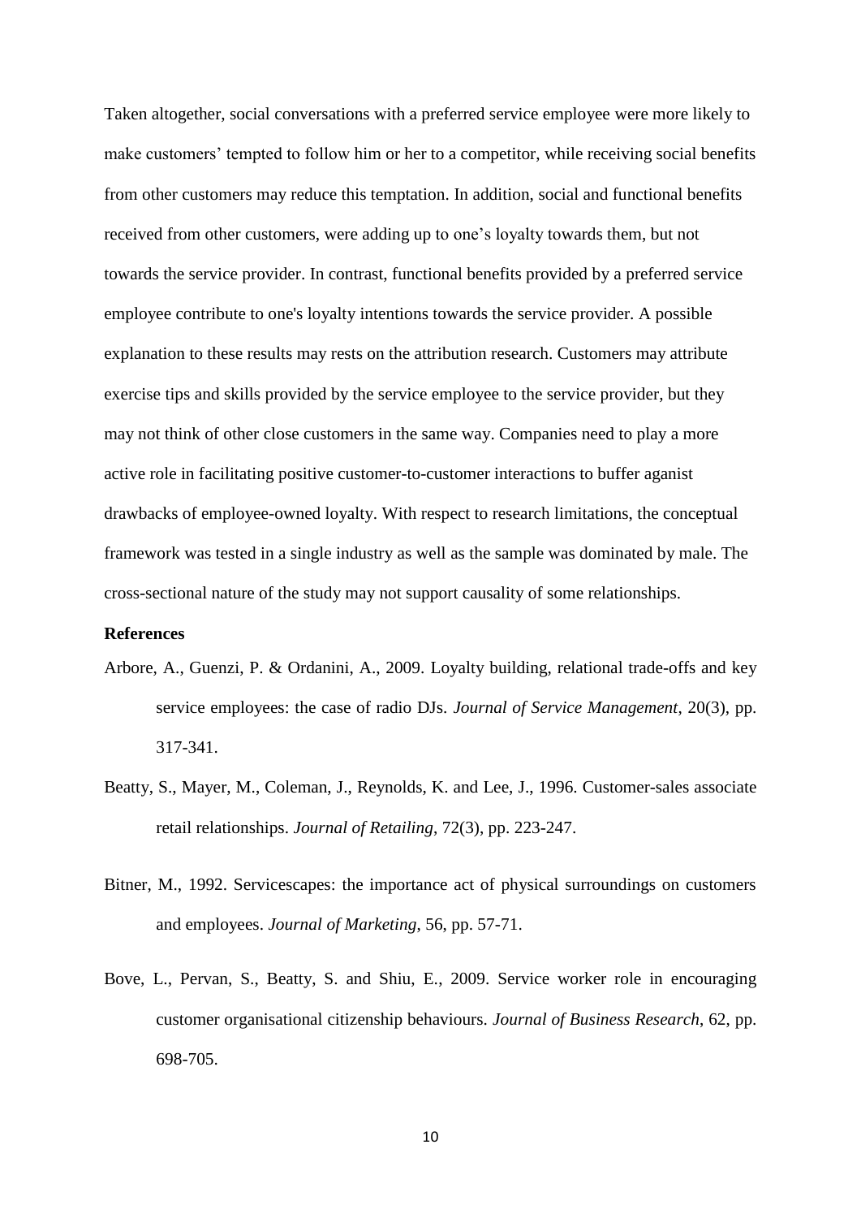Taken altogether, social conversations with a preferred service employee were more likely to make customers' tempted to follow him or her to a competitor, while receiving social benefits from other customers may reduce this temptation. In addition, social and functional benefits received from other customers, were adding up to one's loyalty towards them, but not towards the service provider. In contrast, functional benefits provided by a preferred service employee contribute to one's loyalty intentions towards the service provider. A possible explanation to these results may rests on the attribution research. Customers may attribute exercise tips and skills provided by the service employee to the service provider, but they may not think of other close customers in the same way. Companies need to play a more active role in facilitating positive customer-to-customer interactions to buffer aganist drawbacks of employee-owned loyalty. With respect to research limitations, the conceptual framework was tested in a single industry as well as the sample was dominated by male. The cross-sectional nature of the study may not support causality of some relationships.

**References**

Arbore, A., Guenzi, P. & Ordanini, A., 2009. Loyalty building, relational trade-offs and key service employees: the case of radio DJs. *Journal of Service Management*, 20(3), pp. 317-341.

Beatty, S., Mayer, M., Coleman, J., Reynolds, K. and Lee, J., 1996. Customer-sales associate retail relationships. *Journal of Retailing*, 72(3), pp. 223-247.

Bitner, M., 1992. Servicescapes: the importance act of physical surroundings on customers and employees. *Journal of Marketing*, 56, pp. 57-71.

Bove, L., Pervan, S., Beatty, S. and Shiu, E., 2009. Service worker role in encouraging customer organisational citizenship behaviours. *Journal of Business Research*, 62, pp. 698-705.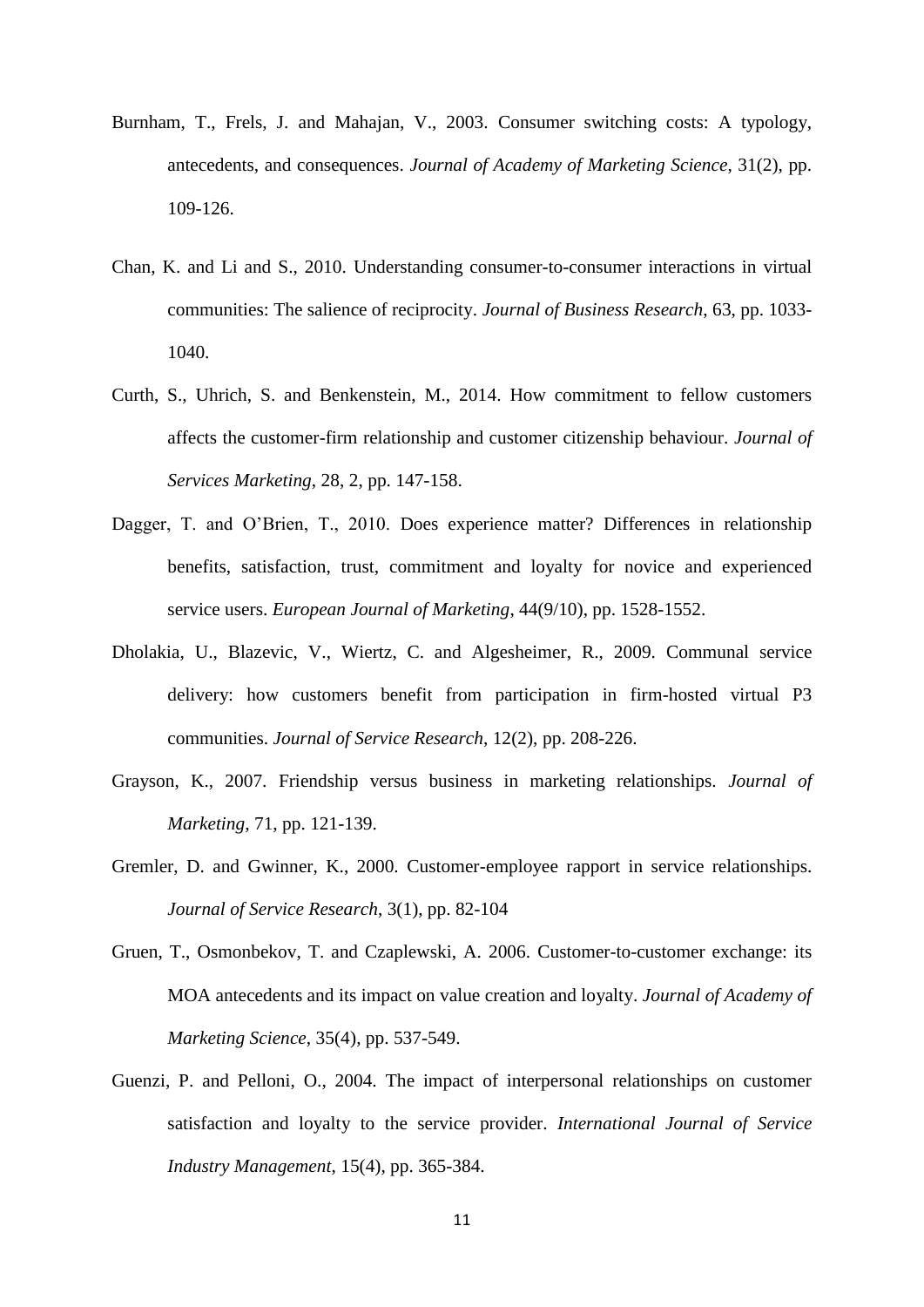Burnham, T., Frels, J. and Mahajan, V., 2003. Consumer switching costs: A typology, antecedents, and consequences. *Journal of Academy of Marketing Science*, 31(2), pp. 109-126.

Chan, K. and Li and S., 2010. Understanding consumer-to-consumer interactions in virtual communities: The salience of reciprocity. *Journal of Business Research*, 63, pp. 1033-1040.

Curth, S., Uhrich, S. and Benkenstein, M., 2014. How commitment to fellow customers affects the customer-firm relationship and customer citizenship behaviour. *Journal of Services Marketing*, 28, 2, pp. 147-158.

Dagger, T. and O'Brien, T., 2010. Does experience matter? Differences in relationship benefits, satisfaction, trust, commitment and loyalty for novice and experienced service users. *European Journal of Marketing*, 44(9/10), pp. 1528-1552.

Dholakia, U., Blazevic, V., Wiertz, C. and Algesheimer, R., 2009. Communal service delivery: how customers benefit from participation in firm-hosted virtual P3 communities. *Journal of Service Research*, 12(2), pp. 208-226.

Grayson, K., 2007. Friendship versus business in marketing relationships. *Journal of Marketing*, 71, pp. 121-139.

Gremler, D. and Gwinner, K., 2000. Customer-employee rapport in service relationships. *Journal of Service Research*, 3(1), pp. 82-104

Gruen, T., Osmonbekov, T. and Czaplewski, A. 2006. Customer-to-customer exchange: its MOA antecedents and its impact on value creation and loyalty. *Journal of Academy of Marketing Science*, 35(4), pp. 537-549.

Guenzi, P. and Pelloni, O., 2004. The impact of interpersonal relationships on customer satisfaction and loyalty to the service provider. *International Journal of Service Industry Management*, 15(4), pp. 365-384.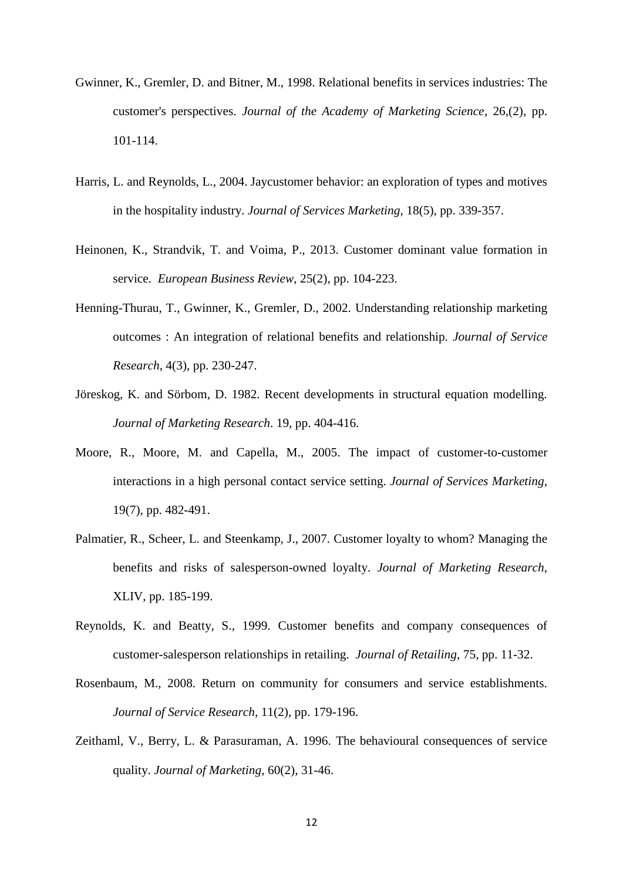Gwinner, K., Gremler, D. and Bitner, M., 1998. Relational benefits in services industries: The customer's perspectives. *Journal of the Academy of Marketing Science*, 26,(2), pp. 101-114.

Harris, L. and Reynolds, L., 2004. Jaycustomer behavior: an exploration of types and motives in the hospitality industry. *Journal of Services Marketing*, 18(5), pp. 339-357.

Heinonen, K., Strandvik, T. and Voima, P., 2013. Customer dominant value formation in service. *European Business Review*, 25(2), pp. 104-223.

Henning-Thurau, T., Gwinner, K., Gremler, D., 2002. Understanding relationship marketing outcomes : An integration of relational benefits and relationship. *Journal of Service Research*, 4(3), pp. 230-247.

Jöreskog, K. and Sörbom, D. 1982. Recent developments in structural equation modelling. *Journal of Marketing Research*. 19, pp. 404-416.

Moore, R., Moore, M. and Capella, M., 2005. The impact of customer-to-customer interactions in a high personal contact service setting. *Journal of Services Marketing*, 19(7), pp. 482-491.

Palmatier, R., Scheer, L. and Steenkamp, J., 2007. Customer loyalty to whom? Managing the benefits and risks of salesperson-owned loyalty. *Journal of Marketing Research*, XLIV, pp. 185-199.

Reynolds, K. and Beatty, S., 1999. Customer benefits and company consequences of customer-salesperson relationships in retailing. *Journal of Retailing*, 75, pp. 11-32.

Rosenbaum, M., 2008. Return on community for consumers and service establishments. *Journal of Service Research*, 11(2), pp. 179-196.

Zeithaml, V., Berry, L. & Parasuraman, A. 1996. The behavioural consequences of service quality. *Journal of Marketing*, 60(2), 31-46.